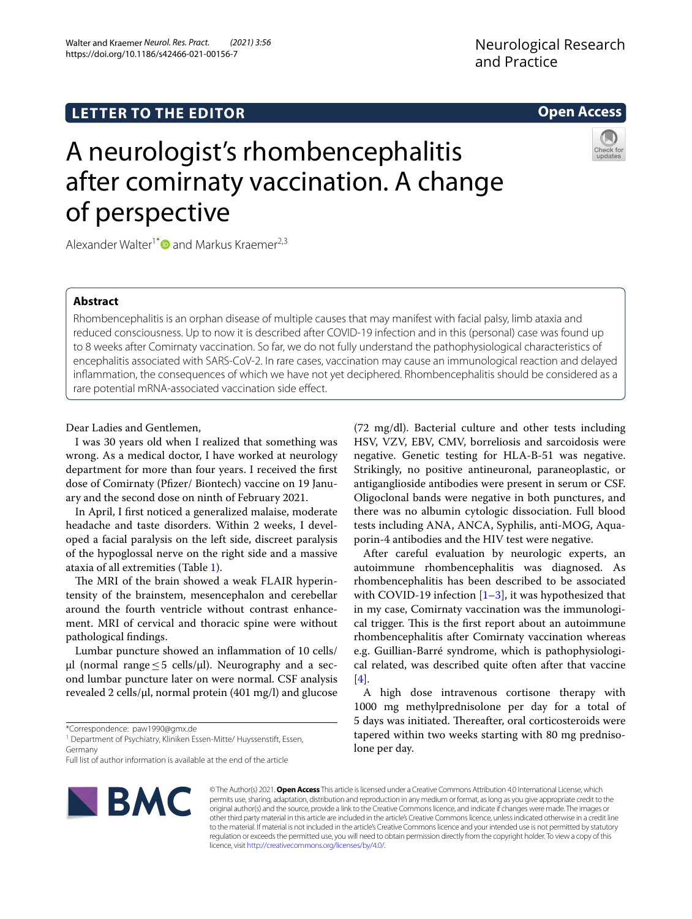LETTER TO THE EDITOR

Open Access

# A neurologist's rhombencephalitis after comirnaty vaccination. A change of perspective

Alexander Walter[1*] and Markus Kraemer[2,3]

## Abstract

Rhombencephalitis is an orphan disease of multiple causes that may manifest with facial palsy, limb ataxia and reduced consciousness. Up to now it is described after COVID-19 infection and in this (personal) case was found up to 8 weeks after Comirnaty vaccination. So far, we do not fully understand the pathophysiological characteristics of encephalitis associated with SARS-CoV-2. In rare cases, vaccination may cause an immunological reaction and delayed inflammation, the consequences of which we have not yet deciphered. Rhombencephalitis should be considered as a rare potential mRNA-associated vaccination side effect.

Dear Ladies and Gentlemen,

I was 30 years old when I realized that something was wrong. As a medical doctor, I have worked at neurology department for more than four years. I received the first dose of Comirnaty (Pfizer/ Biontech) vaccine on 19 January and the second dose on ninth of February 2021.

In April, I first noticed a generalized malaise, moderate headache and taste disorders. Within 2 weeks, I developed a facial paralysis on the left side, discreet paralysis of the hypoglossal nerve on the right side and a massive ataxia of all extremities (Table 1).

The MRI of the brain showed a weak FLAIR hyperintensity of the brainstem, mesencephalon and cerebellar around the fourth ventricle without contrast enhancement. MRI of cervical and thoracic spine were without pathological findings.

Lumbar puncture showed an inflammation of 10 cells/µl (normal range ≤ 5 cells/µl). Neurography and a second lumbar puncture later on were normal. CSF analysis revealed 2 cells/µl, normal protein (401 mg/l) and glucose (72 mg/dl). Bacterial culture and other tests including HSV, VZV, EBV, CMV, borreliosis and sarcoidosis were negative. Genetic testing for HLA-B-51 was negative. Strikingly, no positive antineuronal, paraneoplastic, or antiganglioside antibodies were present in serum or CSF. Oligoclonal bands were negative in both punctures, and there was no albumin cytologic dissociation. Full blood tests including ANA, ANCA, Syphilis, anti-MOG, Aquaporin-4 antibodies and the HIV test were negative.

After careful evaluation by neurologic experts, an autoimmune rhombencephalitis was diagnosed. As rhombencephalitis has been described to be associated with COVID-19 infection [1–3], it was hypothesized that in my case, Comirnaty vaccination was the immunological trigger. This is the first report about an autoimmune rhombencephalitis after Comirnaty vaccination whereas e.g. Guillian-Barré syndrome, which is pathophysiological related, was described quite often after that vaccine [4].

A high dose intravenous cortisone therapy with 1000 mg methylprednisolone per day for a total of 5 days was initiated. Thereafter, oral corticosteroids were tapered within two weeks starting with 80 mg prednisolone per day.

*Correspondence: paw1990@gmx.de

[1] Department of Psychiatry, Kliniken Essen-Mitte/ Huyssenstift, Essen, Germany

Full list of author information is available at the end of the article

© The Author(s) 2021. **Open Access** This article is licensed under a Creative Commons Attribution 4.0 International License, which permits use, sharing, adaptation, distribution and reproduction in any medium or format, as long as you give appropriate credit to the original author(s) and the source, provide a link to the Creative Commons licence, and indicate if changes were made. The images or other third party material in this article are included in the article's Creative Commons licence, unless indicated otherwise in a credit line to the material. If material is not included in the article's Creative Commons licence and your intended use is not permitted by statutory regulation or exceeds the permitted use, you will need to obtain permission directly from the copyright holder. To view a copy of this licence, visit http://creativecommons.org/licenses/by/4.0/.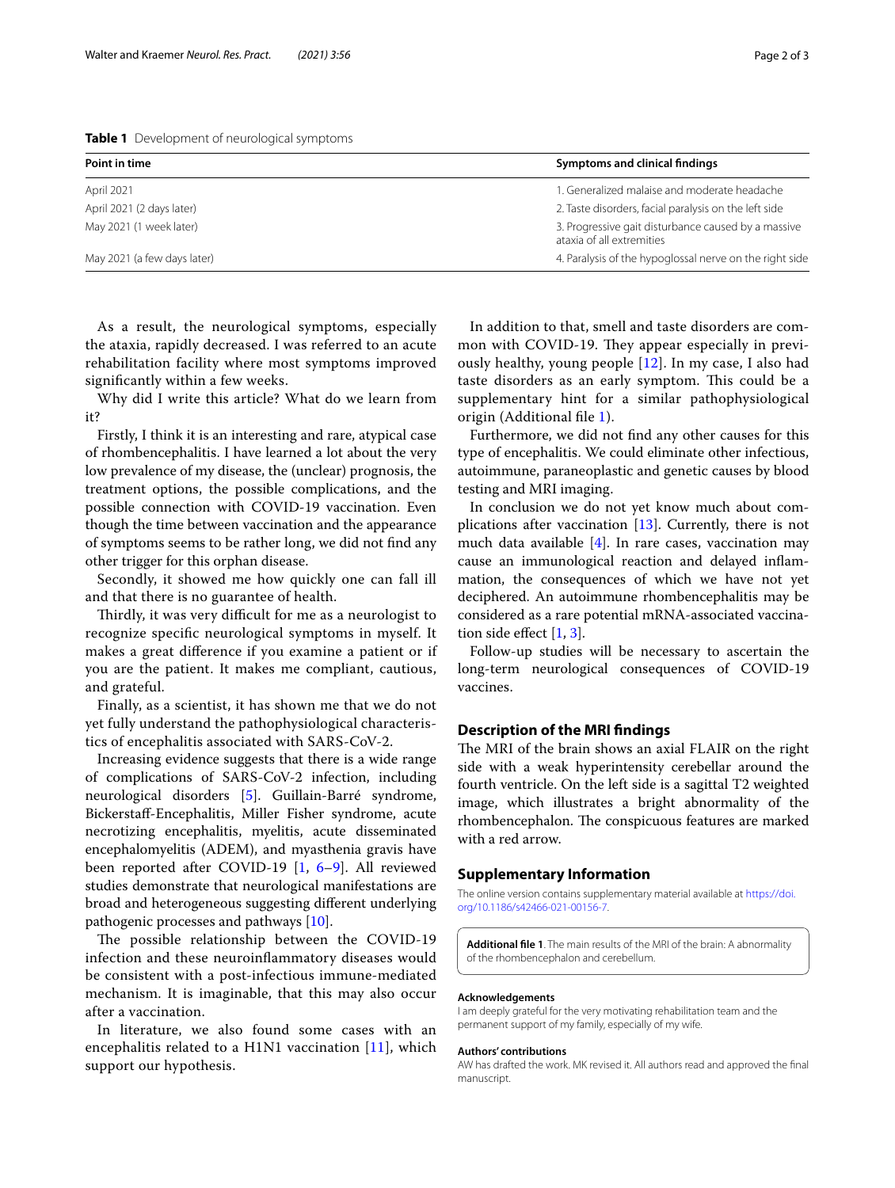**Table 1** Development of neurological symptoms

| Point in time | Symptoms and clinical findings |
|---|---|
| April 2021 | 1. Generalized malaise and moderate headache |
| April 2021 (2 days later) | 2. Taste disorders, facial paralysis on the left side |
| May 2021 (1 week later) | 3. Progressive gait disturbance caused by a massive ataxia of all extremities |
| May 2021 (a few days later) | 4. Paralysis of the hypoglossal nerve on the right side |

As a result, the neurological symptoms, especially the ataxia, rapidly decreased. I was referred to an acute rehabilitation facility where most symptoms improved significantly within a few weeks.

Why did I write this article? What do we learn from it?

Firstly, I think it is an interesting and rare, atypical case of rhombencephalitis. I have learned a lot about the very low prevalence of my disease, the (unclear) prognosis, the treatment options, the possible complications, and the possible connection with COVID-19 vaccination. Even though the time between vaccination and the appearance of symptoms seems to be rather long, we did not find any other trigger for this orphan disease.

Secondly, it showed me how quickly one can fall ill and that there is no guarantee of health.

Thirdly, it was very difficult for me as a neurologist to recognize specific neurological symptoms in myself. It makes a great difference if you examine a patient or if you are the patient. It makes me compliant, cautious, and grateful.

Finally, as a scientist, it has shown me that we do not yet fully understand the pathophysiological characteristics of encephalitis associated with SARS-CoV-2.

Increasing evidence suggests that there is a wide range of complications of SARS-CoV-2 infection, including neurological disorders [5]. Guillain-Barré syndrome, Bickerstaff-Encephalitis, Miller Fisher syndrome, acute necrotizing encephalitis, myelitis, acute disseminated encephalomyelitis (ADEM), and myasthenia gravis have been reported after COVID-19 [1, 6–9]. All reviewed studies demonstrate that neurological manifestations are broad and heterogeneous suggesting different underlying pathogenic processes and pathways [10].

The possible relationship between the COVID-19 infection and these neuroinflammatory diseases would be consistent with a post-infectious immune-mediated mechanism. It is imaginable, that this may also occur after a vaccination.

In literature, we also found some cases with an encephalitis related to a H1N1 vaccination [11], which support our hypothesis.

In addition to that, smell and taste disorders are common with COVID-19. They appear especially in previously healthy, young people [12]. In my case, I also had taste disorders as an early symptom. This could be a supplementary hint for a similar pathophysiological origin (Additional file 1).

Furthermore, we did not find any other causes for this type of encephalitis. We could eliminate other infectious, autoimmune, paraneoplastic and genetic causes by blood testing and MRI imaging.

In conclusion we do not yet know much about complications after vaccination [13]. Currently, there is not much data available [4]. In rare cases, vaccination may cause an immunological reaction and delayed inflammation, the consequences of which we have not yet deciphered. An autoimmune rhombencephalitis may be considered as a rare potential mRNA-associated vaccination side effect [1, 3].

Follow-up studies will be necessary to ascertain the long-term neurological consequences of COVID-19 vaccines.

## Description of the MRI findings

The MRI of the brain shows an axial FLAIR on the right side with a weak hyperintensity cerebellar around the fourth ventricle. On the left side is a sagittal T2 weighted image, which illustrates a bright abnormality of the rhombencephalon. The conspicuous features are marked with a red arrow.

## Supplementary Information

The online version contains supplementary material available at https://doi.org/10.1186/s42466-021-00156-7.

**Additional file 1**. The main results of the MRI of the brain: A abnormality of the rhombencephalon and cerebellum.

#### Acknowledgements

I am deeply grateful for the very motivating rehabilitation team and the permanent support of my family, especially of my wife.

#### Authors' contributions

AW has drafted the work. MK revised it. All authors read and approved the final manuscript.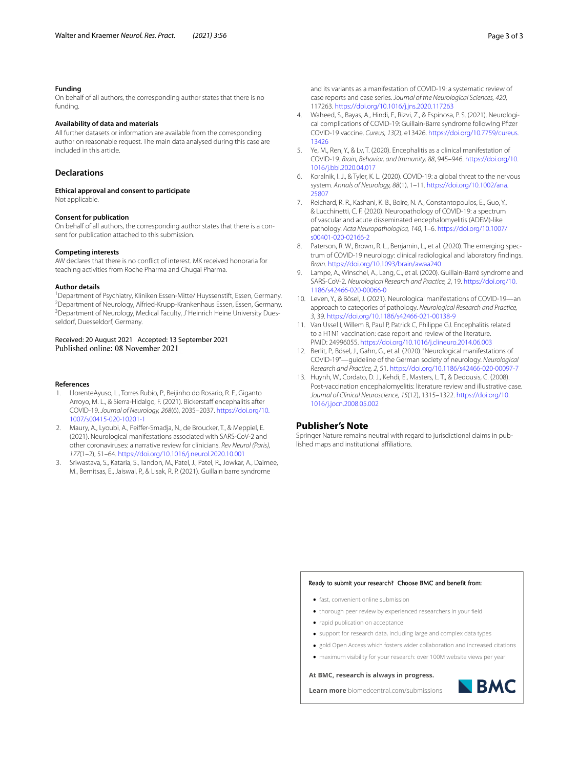### Funding

On behalf of all authors, the corresponding author states that there is no funding.

### Availability of data and materials

All further datasets or information are available from the corresponding author on reasonable request. The main data analysed during this case are included in this article.

## Declarations

### Ethical approval and consent to participate

Not applicable.

### Consent for publication

On behalf of all authors, the corresponding author states that there is a consent for publication attached to this submission.

### Competing interests

AW declares that there is no conflict of interest. MK received honoraria for teaching activities from Roche Pharma and Chugai Pharma.

### Author details

[1]Department of Psychiatry, Kliniken Essen-Mitte/ Huyssenstift, Essen, Germany. [2]Department of Neurology, Alfried-Krupp-Krankenhaus Essen, Essen, Germany. [3]Department of Neurology, Medical Faculty, J`Heinrich Heine University Duesseldorf, Duesseldorf, Germany.

Received: 20 August 2021 Accepted: 13 September 2021
Published online: 08 November 2021

### References

1. LlorenteAyuso, L., Torres Rubio, P., Beijinho do Rosario, R. F., Giganto Arroyo, M. L., & Sierra-Hidalgo, F. (2021). Bickerstaff encephalitis after COVID-19. *Journal of Neurology, 268*(6), 2035–2037. https://doi.org/10.1007/s00415-020-10201-1
2. Maury, A., Lyoubi, A., Peiffer-Smadja, N., de Broucker, T., & Meppiel, E. (2021). Neurological manifestations associated with SARS-CoV-2 and other coronaviruses: a narrative review for clinicians. *Rev Neurol (Paris), 177*(1–2), 51–64. https://doi.org/10.1016/j.neurol.2020.10.001
3. Sriwastava, S., Kataria, S., Tandon, M., Patel, J., Patel, R., Jowkar, A., Daimee, M., Bernitsas, E., Jaiswal, P., & Lisak, R. P. (2021). Guillain barre syndrome and its variants as a manifestation of COVID-19: a systematic review of case reports and case series. *Journal of the Neurological Sciences, 420*, 117263. https://doi.org/10.1016/j.jns.2020.117263
4. Waheed, S., Bayas, A., Hindi, F., Rizvi, Z., & Espinosa, P. S. (2021). Neurological complications of COVID-19: Guillain-Barre syndrome followIng Pfizer COVID-19 vaccine. *Cureus, 13*(2), e13426. https://doi.org/10.7759/cureus.13426
5. Ye, M., Ren, Y., & Lv, T. (2020). Encephalitis as a clinical manifestation of COVID-19. *Brain, Behavior, and Immunity, 88*, 945–946. https://doi.org/10.1016/j.bbi.2020.04.017
6. Koralnik, I. J., & Tyler, K. L. (2020). COVID-19: a global threat to the nervous system. *Annals of Neurology, 88*(1), 1–11. https://doi.org/10.1002/ana.25807
7. Reichard, R. R., Kashani, K. B., Boire, N. A., Constantopoulos, E., Guo, Y., & Lucchinetti, C. F. (2020). Neuropathology of COVID-19: a spectrum of vascular and acute disseminated encephalomyelitis (ADEM)-like pathology. *Acta Neuropathologica, 140*, 1–6. https://doi.org/10.1007/s00401-020-02166-2
8. Paterson, R. W., Brown, R. L., Benjamin, L., et al. (2020). The emerging spectrum of COVID-19 neurology: clinical radiological and laboratory findings. *Brain*. https://doi.org/10.1093/brain/awaa240
9. Lampe, A., Winschel, A., Lang, C., et al. (2020). Guillain-Barré syndrome and SARS-CoV-2. *Neurological Research and Practice, 2*, 19. https://doi.org/10.1186/s42466-020-00066-0
10. Leven, Y., & Bösel, J. (2021). Neurological manifestations of COVID-19—an approach to categories of pathology. *Neurological Research and Practice, 3*, 39. https://doi.org/10.1186/s42466-021-00138-9
11. Van Ussel I, Willem B, Paul P, Patrick C, Philippe GJ. Encephalitis related to a H1N1 vaccination: case report and review of the literature. PMID: 24996055. https://doi.org/10.1016/j.clineuro.2014.06.003
12. Berlit, P., Bösel, J., Gahn, G., et al. (2020). "Neurological manifestations of COVID-19"—guideline of the German society of neurology. *Neurological Research and Practice, 2*, 51. https://doi.org/10.1186/s42466-020-00097-7
13. Huynh, W., Cordato, D. J., Kehdi, E., Masters, L. T., & Dedousis, C. (2008). Post-vaccination encephalomyelitis: literature review and illustrative case. *Journal of Clinical Neuroscience, 15*(12), 1315–1322. https://doi.org/10.1016/j.jocn.2008.05.002

## Publisher's Note

Springer Nature remains neutral with regard to jurisdictional claims in published maps and institutional affiliations.

Ready to submit your research? Choose BMC and benefit from:

- fast, convenient online submission
- thorough peer review by experienced researchers in your field
- rapid publication on acceptance
- support for research data, including large and complex data types
- gold Open Access which fosters wider collaboration and increased citations
- maximum visibility for your research: over 100M website views per year

**At BMC, research is always in progress.**

**Learn more** biomedcentral.com/submissions

BMC